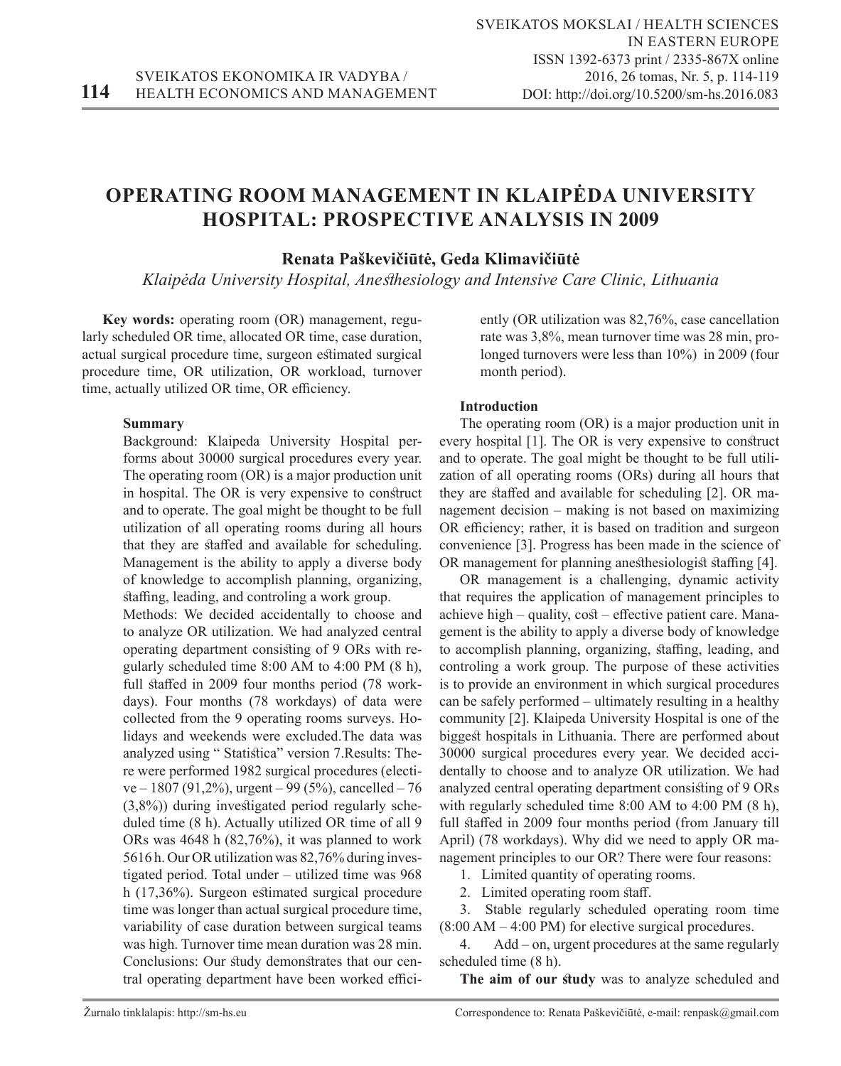# OPERATING ROOM MANAGEMENT IN KLAIPĖDA UNIVERSITY HOSPITAL: PROSPECTIVE ANALYSIS IN 2009

**Renata Paškevičiūtė, Geda Klimavičiūtė**

*Klaipėda University Hospital, Anesthesiology and Intensive Care Clinic, Lithuania*

**Key words:** operating room (OR) management, regularly scheduled OR time, allocated OR time, case duration, actual surgical procedure time, surgeon estimated surgical procedure time, OR utilization, OR workload, turnover time, actually utilized OR time, OR efficiency.

## Summary

Background: Klaipeda University Hospital performs about 30000 surgical procedures every year. The operating room (OR) is a major production unit in hospital. The OR is very expensive to construct and to operate. The goal might be thought to be full utilization of all operating rooms during all hours that they are staffed and available for scheduling. Management is the ability to apply a diverse body of knowledge to accomplish planning, organizing, staffing, leading, and controling a work group.

Methods: We decided accidentally to choose and to analyze OR utilization. We had analyzed central operating department consisting of 9 ORs with regularly scheduled time 8:00 AM to 4:00 PM (8 h), full staffed in 2009 four months period (78 workdays). Four months (78 workdays) of data were collected from the 9 operating rooms surveys. Holidays and weekends were excluded.The data was analyzed using " Statistica" version 7.Results: There were performed 1982 surgical procedures (elective – 1807 (91,2%), urgent – 99 (5%), cancelled – 76 (3,8%)) during investigated period regularly scheduled time (8 h). Actually utilized OR time of all 9 ORs was 4648 h (82,76%), it was planned to work 5616 h. Our OR utilization was 82,76% during investigated period. Total under – utilized time was 968 h (17,36%). Surgeon estimated surgical procedure time was longer than actual surgical procedure time, variability of case duration between surgical teams was high. Turnover time mean duration was 28 min. Conclusions: Our study demonstrates that our central operating department have been worked efficiently (OR utilization was 82,76%, case cancellation rate was 3,8%, mean turnover time was 28 min, prolonged turnovers were less than 10%) in 2009 (four month period).

## Introduction

The operating room (OR) is a major production unit in every hospital [1]. The OR is very expensive to construct and to operate. The goal might be thought to be full utilization of all operating rooms (ORs) during all hours that they are staffed and available for scheduling [2]. OR management decision – making is not based on maximizing OR efficiency; rather, it is based on tradition and surgeon convenience [3]. Progress has been made in the science of OR management for planning anesthesiologist staffing [4].

OR management is a challenging, dynamic activity that requires the application of management principles to achieve high – quality, cost – effective patient care. Management is the ability to apply a diverse body of knowledge to accomplish planning, organizing, staffing, leading, and controling a work group. The purpose of these activities is to provide an environment in which surgical procedures can be safely performed – ultimately resulting in a healthy community [2]. Klaipeda University Hospital is one of the biggest hospitals in Lithuania. There are performed about 30000 surgical procedures every year. We decided accidentally to choose and to analyze OR utilization. We had analyzed central operating department consisting of 9 ORs with regularly scheduled time 8:00 AM to 4:00 PM (8 h), full staffed in 2009 four months period (from January till April) (78 workdays). Why did we need to apply OR management principles to our OR? There were four reasons:

1. Limited quantity of operating rooms.
2. Limited operating room staff.
3. Stable regularly scheduled operating room time (8:00 AM – 4:00 PM) for elective surgical procedures.
4. Add – on, urgent procedures at the same regularly scheduled time (8 h).

**The aim of our study** was to analyze scheduled and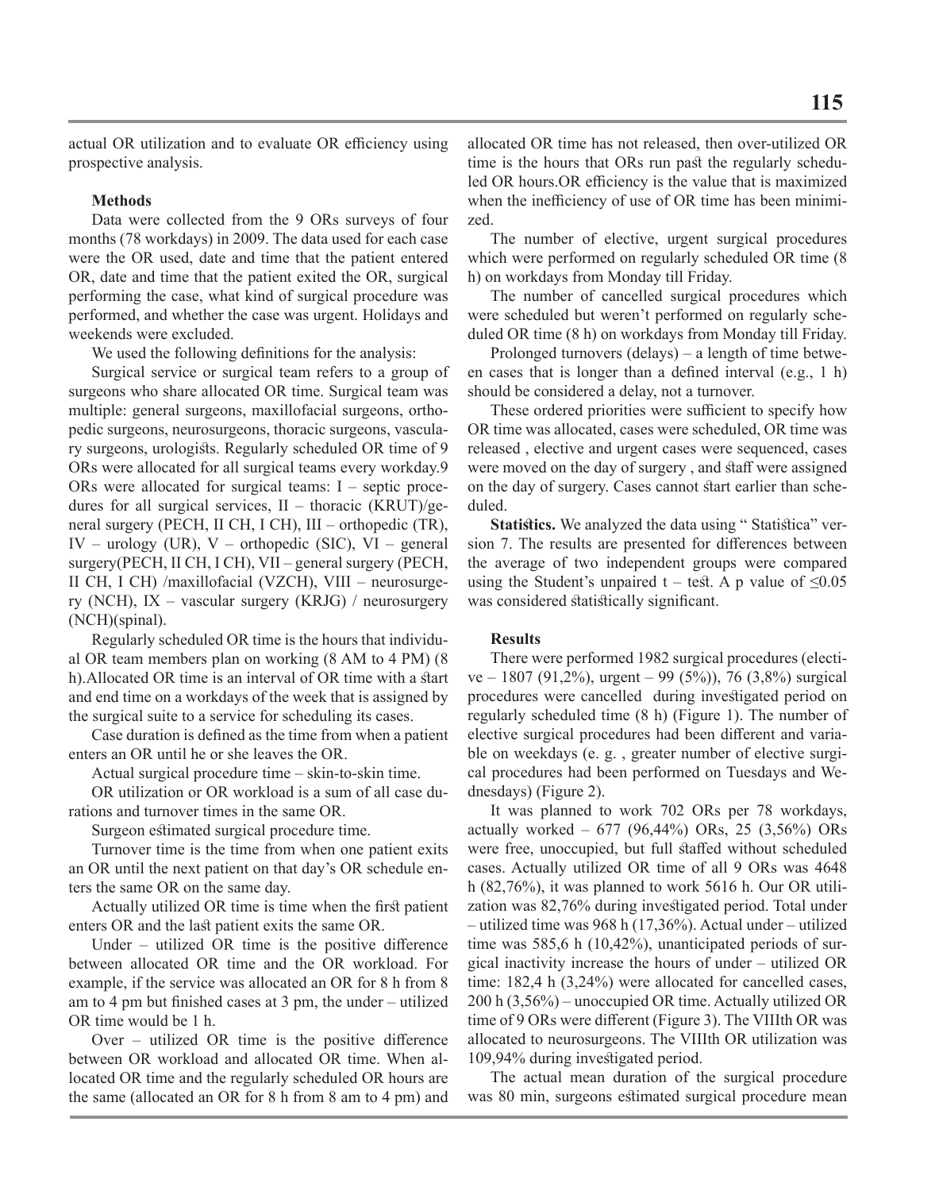actual OR utilization and to evaluate OR efficiency using prospective analysis.

### Methods

Data were collected from the 9 ORs surveys of four months (78 workdays) in 2009. The data used for each case were the OR used, date and time that the patient entered OR, date and time that the patient exited the OR, surgical performing the case, what kind of surgical procedure was performed, and whether the case was urgent. Holidays and weekends were excluded.

We used the following definitions for the analysis:

Surgical service or surgical team refers to a group of surgeons who share allocated OR time. Surgical team was multiple: general surgeons, maxillofacial surgeons, orthopedic surgeons, neurosurgeons, thoracic surgeons, vascular surgeons, urologists. Regularly scheduled OR time of 9 ORs were allocated for all surgical teams every workday.9 ORs were allocated for surgical teams: I – septic procedures for all surgical services, II – thoracic (KRUT)/general surgery (PECH, II CH, I CH), III – orthopedic (TR), IV – urology (UR), V – orthopedic (SIC), VI – general surgery(PECH, II CH, I CH), VII – general surgery (PECH, II CH, I CH) /maxillofacial (VZCH), VIII – neurosurgery (NCH), IX – vascular surgery (KRJG) / neurosurgery (NCH)(spinal).

Regularly scheduled OR time is the hours that individual OR team members plan on working (8 AM to 4 PM) (8 h).Allocated OR time is an interval of OR time with a start and end time on a workdays of the week that is assigned by the surgical suite to a service for scheduling its cases.

Case duration is defined as the time from when a patient enters an OR until he or she leaves the OR.

Actual surgical procedure time – skin-to-skin time.

OR utilization or OR workload is a sum of all case durations and turnover times in the same OR.

Surgeon estimated surgical procedure time.

Turnover time is the time from when one patient exits an OR until the next patient on that day's OR schedule enters the same OR on the same day.

Actually utilized OR time is time when the first patient enters OR and the last patient exits the same OR.

Under – utilized OR time is the positive difference between allocated OR time and the OR workload. For example, if the service was allocated an OR for 8 h from 8 am to 4 pm but finished cases at 3 pm, the under – utilized OR time would be 1 h.

Over – utilized OR time is the positive difference between OR workload and allocated OR time. When allocated OR time and the regularly scheduled OR hours are the same (allocated an OR for 8 h from 8 am to 4 pm) and allocated OR time has not released, then over-utilized OR time is the hours that ORs run past the regularly scheduled OR hours.OR efficiency is the value that is maximized when the inefficiency of use of OR time has been minimized.

The number of elective, urgent surgical procedures which were performed on regularly scheduled OR time (8 h) on workdays from Monday till Friday.

The number of cancelled surgical procedures which were scheduled but weren't performed on regularly scheduled OR time (8 h) on workdays from Monday till Friday.

Prolonged turnovers (delays) – a length of time between cases that is longer than a defined interval (e.g., 1 h) should be considered a delay, not a turnover.

These ordered priorities were sufficient to specify how OR time was allocated, cases were scheduled, OR time was released , elective and urgent cases were sequenced, cases were moved on the day of surgery , and staff were assigned on the day of surgery. Cases cannot start earlier than scheduled.

**Statistics.** We analyzed the data using " Statistica" version 7. The results are presented for differences between the average of two independent groups were compared using the Student's unpaired t – test. A p value of $\leq 0.05$ was considered statistically significant.

### Results

There were performed 1982 surgical procedures (elective – 1807 (91,2%), urgent – 99 (5%)), 76 (3,8%) surgical procedures were cancelled during investigated period on regularly scheduled time (8 h) (Figure 1). The number of elective surgical procedures had been different and variable on weekdays (e. g. , greater number of elective surgical procedures had been performed on Tuesdays and Wednesdays) (Figure 2).

It was planned to work 702 ORs per 78 workdays, actually worked – 677 (96,44%) ORs, 25 (3,56%) ORs were free, unoccupied, but full staffed without scheduled cases. Actually utilized OR time of all 9 ORs was 4648 h (82,76%), it was planned to work 5616 h. Our OR utilization was 82,76% during investigated period. Total under – utilized time was 968 h (17,36%). Actual under – utilized time was 585,6 h (10,42%), unanticipated periods of surgical inactivity increase the hours of under – utilized OR time: 182,4 h (3,24%) were allocated for cancelled cases, 200 h (3,56%) – unoccupied OR time. Actually utilized OR time of 9 ORs were different (Figure 3). The VIIIth OR was allocated to neurosurgeons. The VIIIth OR utilization was 109,94% during investigated period.

The actual mean duration of the surgical procedure was 80 min, surgeons estimated surgical procedure mean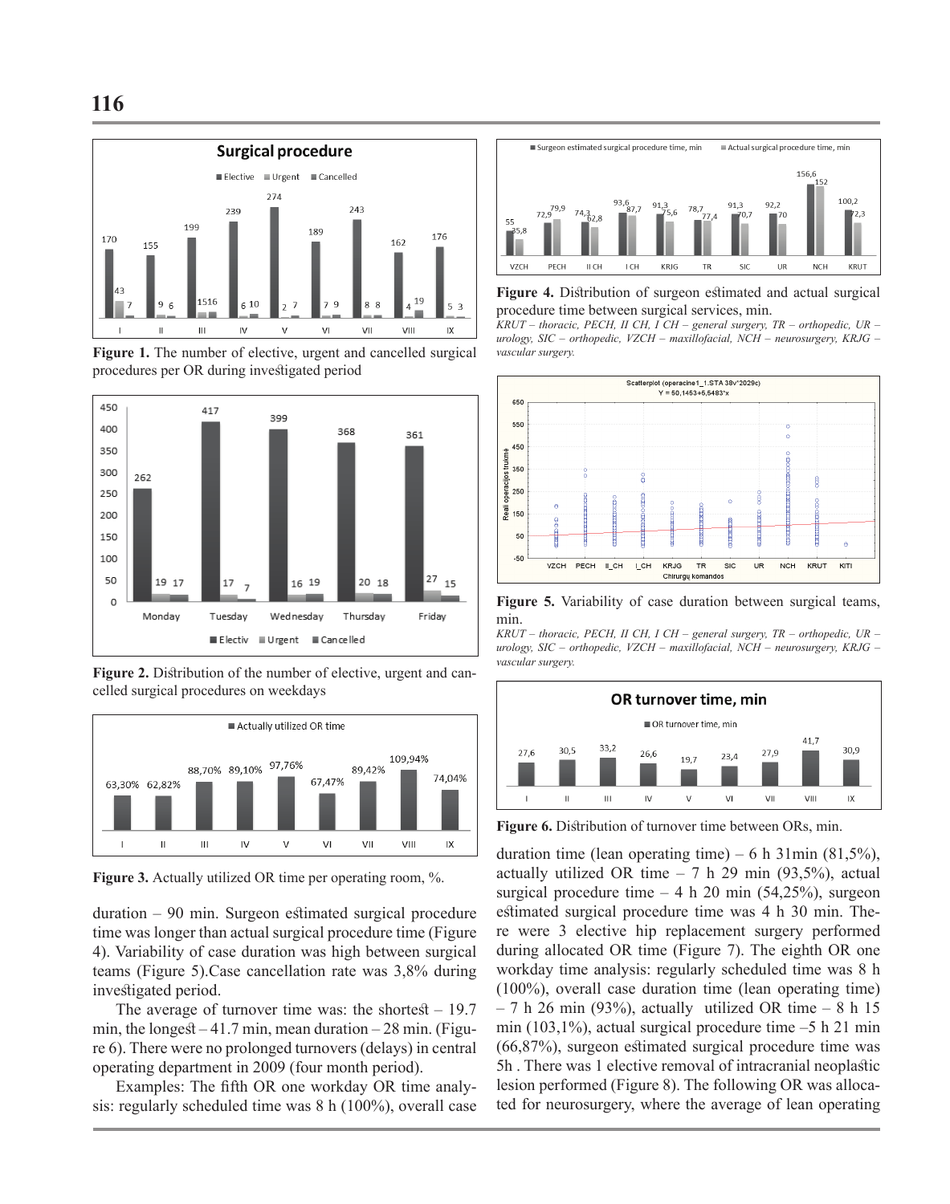**Figure 1.** The number of elective, urgent and cancelled surgical procedures per OR during investigated period

**Figure 2.** Distribution of the number of elective, urgent and cancelled surgical procedures on weekdays

**Figure 3.** Actually utilized OR time per operating room, %.

duration – 90 min. Surgeon estimated surgical procedure time was longer than actual surgical procedure time (Figure 4). Variability of case duration was high between surgical teams (Figure 5).Case cancellation rate was 3,8% during investigated period.

The average of turnover time was: the shortest – 19.7 min, the longest – 41.7 min, mean duration – 28 min. (Figure 6). There were no prolonged turnovers (delays) in central operating department in 2009 (four month period).

Examples: The fifth OR one workday OR time analysis: regularly scheduled time was 8 h (100%), overall case

**Figure 4.** Distribution of surgeon estimated and actual surgical procedure time between surgical services, min.

*KRUT – thoracic, PECH, II CH, I CH – general surgery, TR – orthopedic, UR – urology, SIC – orthopedic, VZCH – maxillofacial, NCH – neurosurgery, KRJG – vascular surgery.*

**Figure 5.** Variability of case duration between surgical teams, min.

*KRUT – thoracic, PECH, II CH, I CH – general surgery, TR – orthopedic, UR – urology, SIC – orthopedic, VZCH – maxillofacial, NCH – neurosurgery, KRJG – vascular surgery.*

**Figure 6.** Distribution of turnover time between ORs, min.

duration time (lean operating time) – 6 h 31min (81,5%), actually utilized OR time – 7 h 29 min (93,5%), actual surgical procedure time – 4 h 20 min (54,25%), surgeon estimated surgical procedure time was 4 h 30 min. There were 3 elective hip replacement surgery performed during allocated OR time (Figure 7). The eighth OR one workday time analysis: regularly scheduled time was 8 h (100%), overall case duration time (lean operating time) – 7 h 26 min (93%), actually utilized OR time – 8 h 15 min (103,1%), actual surgical procedure time –5 h 21 min (66,87%), surgeon estimated surgical procedure time was 5h . There was 1 elective removal of intracranial neoplastic lesion performed (Figure 8). The following OR was allocated for neurosurgery, where the average of lean operating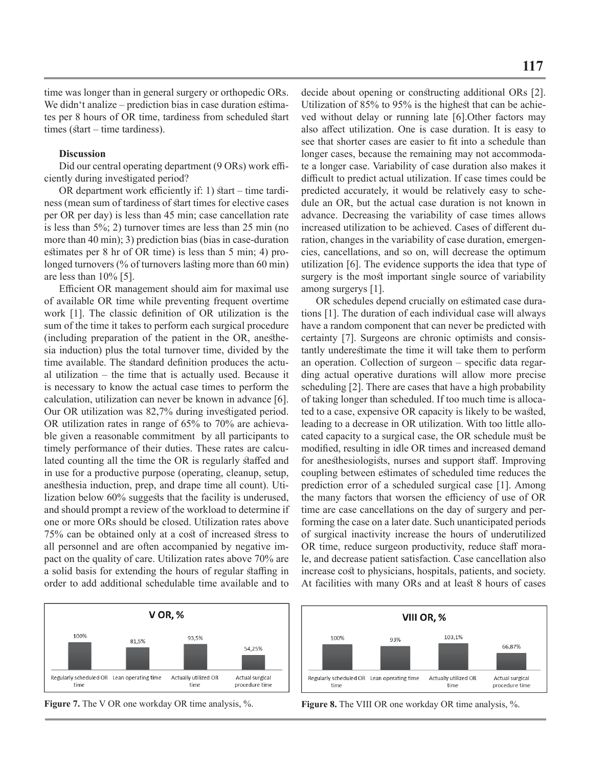time was longer than in general surgery or orthopedic ORs. We didn't analize – prediction bias in case duration estimates per 8 hours of OR time, tardiness from scheduled start times (start – time tardiness).

**Discussion**

Did our central operating department (9 ORs) work efficiently during investigated period?

OR department work efficiently if: 1) start – time tardiness (mean sum of tardiness of start times for elective cases per OR per day) is less than 45 min; case cancellation rate is less than 5%; 2) turnover times are less than 25 min (no more than 40 min); 3) prediction bias (bias in case-duration estimates per 8 hr of OR time) is less than 5 min; 4) prolonged turnovers (% of turnovers lasting more than 60 min) are less than 10% [5].

Efficient OR management should aim for maximal use of available OR time while preventing frequent overtime work [1]. The classic definition of OR utilization is the sum of the time it takes to perform each surgical procedure (including preparation of the patient in the OR, anesthesia induction) plus the total turnover time, divided by the time available. The standard definition produces the actual utilization – the time that is actually used. Because it is necessary to know the actual case times to perform the calculation, utilization can never be known in advance [6]. Our OR utilization was 82,7% during investigated period. OR utilization rates in range of 65% to 70% are achievable given a reasonable commitment by all participants to timely performance of their duties. These rates are calculated counting all the time the OR is regularly staffed and in use for a productive purpose (operating, cleanup, setup, anesthesia induction, prep, and drape time all count). Utilization below 60% suggests that the facility is underused, and should prompt a review of the workload to determine if one or more ORs should be closed. Utilization rates above 75% can be obtained only at a cost of increased stress to all personnel and are often accompanied by negative impact on the quality of care. Utilization rates above 70% are a solid basis for extending the hours of regular staffing in order to add additional schedulable time available and to decide about opening or constructing additional ORs [2]. Utilization of 85% to 95% is the highest that can be achieved without delay or running late [6].Other factors may also affect utilization. One is case duration. It is easy to see that shorter cases are easier to fit into a schedule than longer cases, because the remaining may not accommodate a longer case. Variability of case duration also makes it difficult to predict actual utilization. If case times could be predicted accurately, it would be relatively easy to schedule an OR, but the actual case duration is not known in advance. Decreasing the variability of case times allows increased utilization to be achieved. Cases of different duration, changes in the variability of case duration, emergencies, cancellations, and so on, will decrease the optimum utilization [6]. The evidence supports the idea that type of surgery is the most important single source of variability among surgerys [1].

OR schedules depend crucially on estimated case durations [1]. The duration of each individual case will always have a random component that can never be predicted with certainty [7]. Surgeons are chronic optimists and consistantly underestimate the time it will take them to perform an operation. Collection of surgeon – specific data regarding actual operative durations will allow more precise scheduling [2]. There are cases that have a high probability of taking longer than scheduled. If too much time is allocated to a case, expensive OR capacity is likely to be wasted, leading to a decrease in OR utilization. With too little allocated capacity to a surgical case, the OR schedule must be modified, resulting in idle OR times and increased demand for anesthesiologists, nurses and support staff. Improving coupling between estimates of scheduled time reduces the prediction error of a scheduled surgical case [1]. Among the many factors that worsen the efficiency of use of OR time are case cancellations on the day of surgery and performing the case on a later date. Such unanticipated periods of surgical inactivity increase the hours of underutilized OR time, reduce surgeon productivity, reduce staff morale, and decrease patient satisfaction. Case cancellation also increase cost to physicians, hospitals, patients, and society. At facilities with many ORs and at least 8 hours of cases

**V OR, %**

| Regularly scheduled OR time | Lean operating time | Actually utilized OR time | Actual surgical procedure time |
|---|---|---|---|
| 100% | 81,5% | 93,5% | 54,25% |

**Figure 7.** The V OR one workday OR time analysis, %.

**VIII OR, %**

| Regularly scheduled OR time | Lean operating time | Actually utilized OR time | Actual surgical procedure time |
|---|---|---|---|
| 100% | 93% | 103,1% | 66,87% |

**Figure 8.** The VIII OR one workday OR time analysis, %.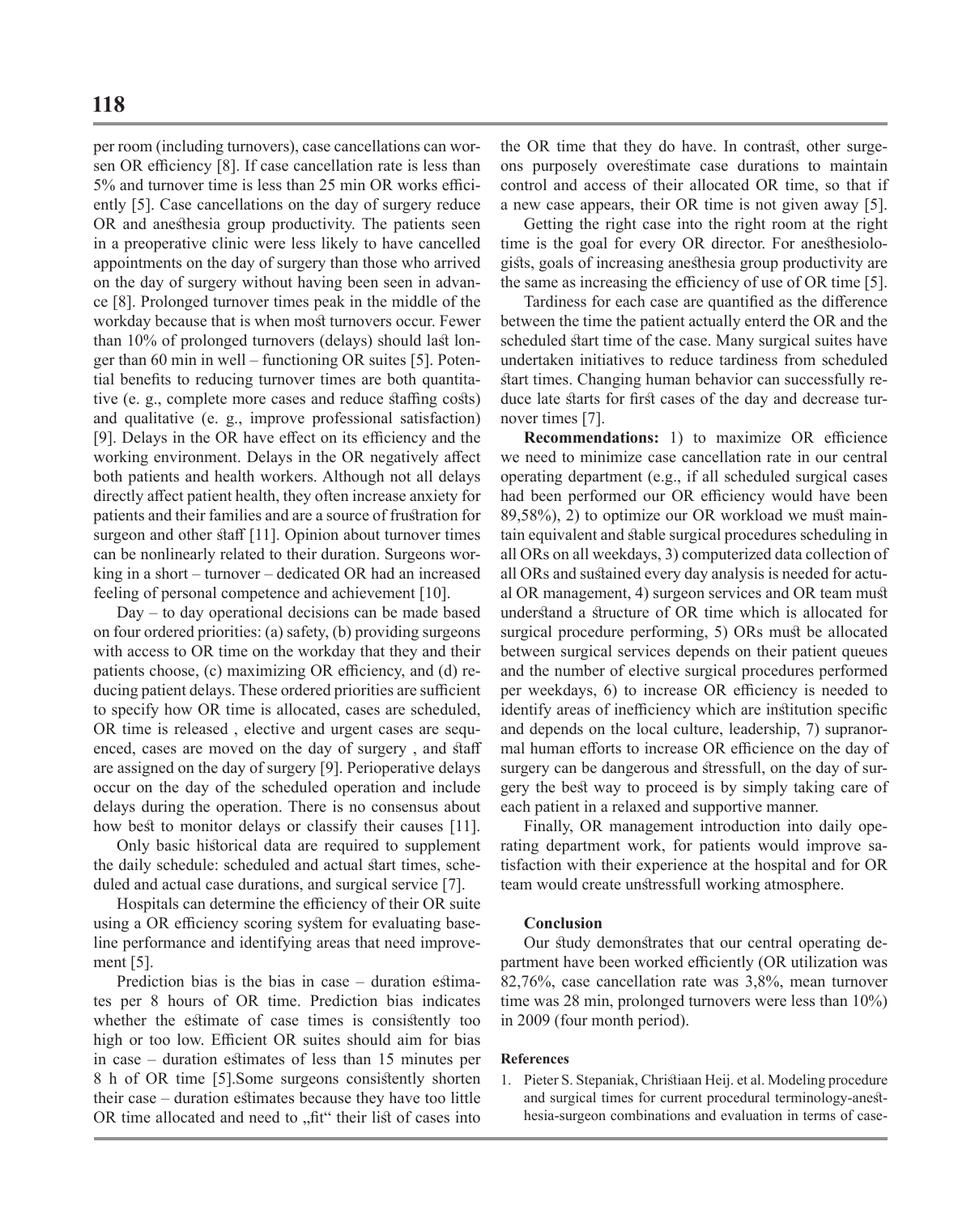per room (including turnovers), case cancellations can worsen OR efficiency [8]. If case cancellation rate is less than 5% and turnover time is less than 25 min OR works efficiently [5]. Case cancellations on the day of surgery reduce OR and anesthesia group productivity. The patients seen in a preoperative clinic were less likely to have cancelled appointments on the day of surgery than those who arrived on the day of surgery without having been seen in advance [8]. Prolonged turnover times peak in the middle of the workday because that is when most turnovers occur. Fewer than 10% of prolonged turnovers (delays) should last longer than 60 min in well – functioning OR suites [5]. Potential benefits to reducing turnover times are both quantitative (e. g., complete more cases and reduce staffing costs) and qualitative (e. g., improve professional satisfaction) [9]. Delays in the OR have effect on its efficiency and the working environment. Delays in the OR negatively affect both patients and health workers. Although not all delays directly affect patient health, they often increase anxiety for patients and their families and are a source of frustration for surgeon and other staff [11]. Opinion about turnover times can be nonlinearly related to their duration. Surgeons working in a short – turnover – dedicated OR had an increased feeling of personal competence and achievement [10].

Day – to day operational decisions can be made based on four ordered priorities: (a) safety, (b) providing surgeons with access to OR time on the workday that they and their patients choose, (c) maximizing OR efficiency, and (d) reducing patient delays. These ordered priorities are sufficient to specify how OR time is allocated, cases are scheduled, OR time is released , elective and urgent cases are sequenced, cases are moved on the day of surgery , and staff are assigned on the day of surgery [9]. Perioperative delays occur on the day of the scheduled operation and include delays during the operation. There is no consensus about how best to monitor delays or classify their causes [11].

Only basic historical data are required to supplement the daily schedule: scheduled and actual start times, scheduled and actual case durations, and surgical service [7].

Hospitals can determine the efficiency of their OR suite using a OR efficiency scoring system for evaluating baseline performance and identifying areas that need improvement [5].

Prediction bias is the bias in case – duration estimates per 8 hours of OR time. Prediction bias indicates whether the estimate of case times is consistently too high or too low. Efficient OR suites should aim for bias in case – duration estimates of less than 15 minutes per 8 h of OR time [5].Some surgeons consistently shorten their case – duration estimates because they have too little OR time allocated and need to „fit" their list of cases into the OR time that they do have. In contrast, other surgeons purposely overestimate case durations to maintain control and access of their allocated OR time, so that if a new case appears, their OR time is not given away [5].

Getting the right case into the right room at the right time is the goal for every OR director. For anesthesiologists, goals of increasing anesthesia group productivity are the same as increasing the efficiency of use of OR time [5].

Tardiness for each case are quantified as the difference between the time the patient actually enterd the OR and the scheduled start time of the case. Many surgical suites have undertaken initiatives to reduce tardiness from scheduled start times. Changing human behavior can successfully reduce late starts for first cases of the day and decrease turnover times [7].

**Recommendations:** 1) to maximize OR efficience we need to minimize case cancellation rate in our central operating department (e.g., if all scheduled surgical cases had been performed our OR efficiency would have been 89,58%), 2) to optimize our OR workload we must maintain equivalent and stable surgical procedures scheduling in all ORs on all weekdays, 3) computerized data collection of all ORs and sustained every day analysis is needed for actual OR management, 4) surgeon services and OR team must understand a structure of OR time which is allocated for surgical procedure performing, 5) ORs must be allocated between surgical services depends on their patient queues and the number of elective surgical procedures performed per weekdays, 6) to increase OR efficiency is needed to identify areas of inefficiency which are institution specific and depends on the local culture, leadership, 7) supranormal human efforts to increase OR efficience on the day of surgery can be dangerous and stressfull, on the day of surgery the best way to proceed is by simply taking care of each patient in a relaxed and supportive manner.

Finally, OR management introduction into daily operating department work, for patients would improve satisfaction with their experience at the hospital and for OR team would create unstressfull working atmosphere.

### Conclusion

Our study demonstrates that our central operating department have been worked efficiently (OR utilization was 82,76%, case cancellation rate was 3,8%, mean turnover time was 28 min, prolonged turnovers were less than 10%) in 2009 (four month period).

### References

1. Pieter S. Stepaniak, Christiaan Heij. et al. Modeling procedure and surgical times for current procedural terminology-anesthesia-surgeon combinations and evaluation in terms of case-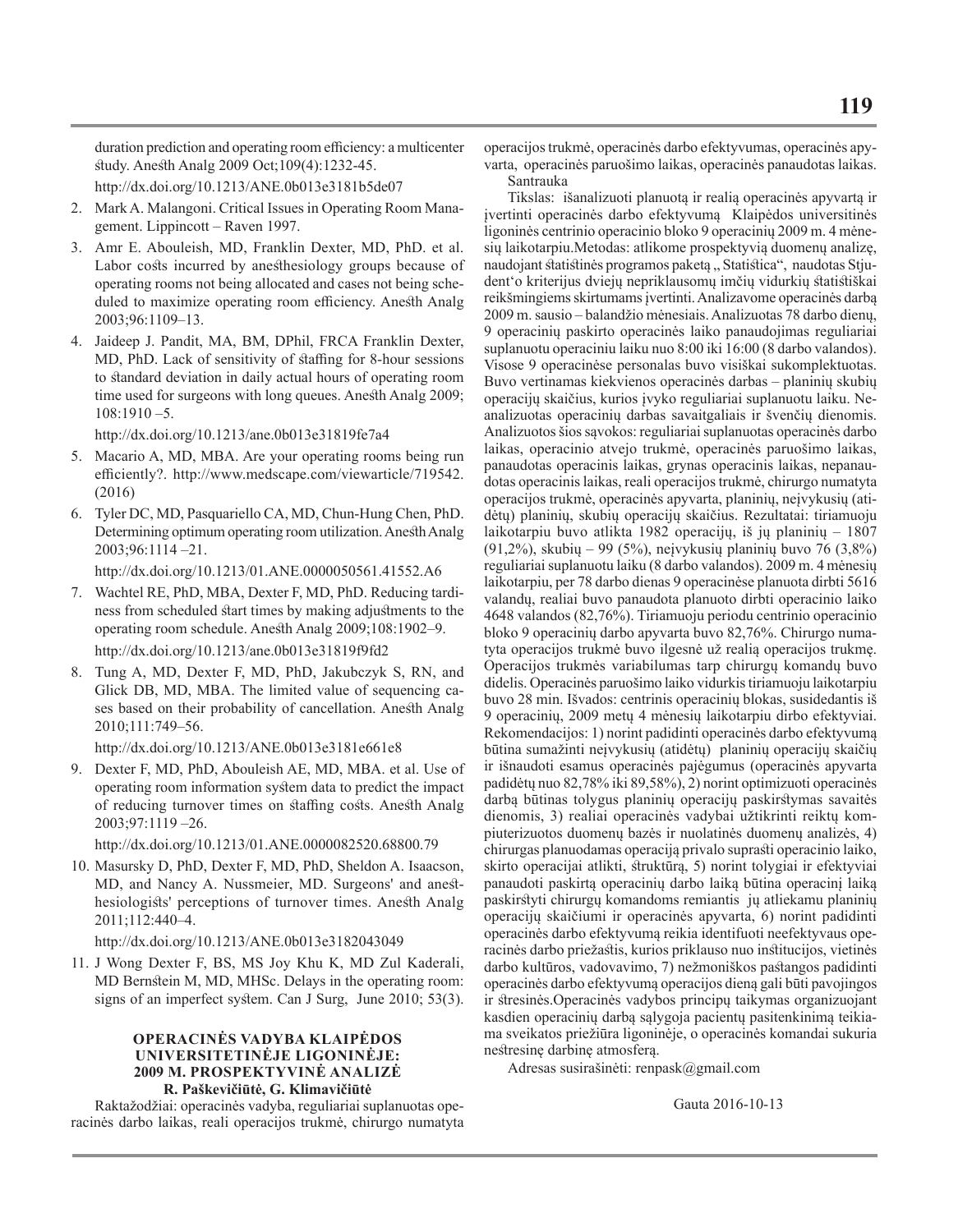duration prediction and operating room efficiency: a multicenter study. Anesth Analg 2009 Oct;109(4):1232-45.

http://dx.doi.org/10.1213/ANE.0b013e3181b5de07

2. Mark A. Malangoni. Critical Issues in Operating Room Management. Lippincott – Raven 1997.
3. Amr E. Abouleish, MD, Franklin Dexter, MD, PhD. et al. Labor costs incurred by anesthesiology groups because of operating rooms not being allocated and cases not being scheduled to maximize operating room efficiency. Anesth Analg 2003;96:1109–13.
4. Jaideep J. Pandit, MA, BM, DPhil, FRCA Franklin Dexter, MD, PhD. Lack of sensitivity of staffing for 8-hour sessions to standard deviation in daily actual hours of operating room time used for surgeons with long queues. Anesth Analg 2009; 108:1910 –5.

   http://dx.doi.org/10.1213/ane.0b013e31819fe7a4
5. Macario A, MD, MBA. Are your operating rooms being run efficiently?. http://www.medscape.com/viewarticle/719542. (2016)
6. Tyler DC, MD, Pasquariello CA, MD, Chun-Hung Chen, PhD. Determining optimum operating room utilization. Anesth Analg 2003;96:1114 –21.

   http://dx.doi.org/10.1213/01.ANE.0000050561.41552.A6
7. Wachtel RE, PhD, MBA, Dexter F, MD, PhD. Reducing tardiness from scheduled start times by making adjustments to the operating room schedule. Anesth Analg 2009;108:1902–9.

   http://dx.doi.org/10.1213/ane.0b013e31819f9fd2
8. Tung A, MD, Dexter F, MD, PhD, Jakubczyk S, RN, and Glick DB, MD, MBA. The limited value of sequencing cases based on their probability of cancellation. Anesth Analg 2010;111:749–56.

   http://dx.doi.org/10.1213/ANE.0b013e3181e661e8
9. Dexter F, MD, PhD, Abouleish AE, MD, MBA. et al. Use of operating room information system data to predict the impact of reducing turnover times on staffing costs. Anesth Analg 2003;97:1119 –26.

   http://dx.doi.org/10.1213/01.ANE.0000082520.68800.79
10. Masursky D, PhD, Dexter F, MD, PhD, Sheldon A. Isaacson, MD, and Nancy A. Nussmeier, MD. Surgeons' and anesthesiologists' perceptions of turnover times. Anesth Analg 2011;112:440–4.

    http://dx.doi.org/10.1213/ANE.0b013e3182043049
11. J Wong Dexter F, BS, MS Joy Khu K, MD Zul Kaderali, MD Bernstein M, MD, MHSc. Delays in the operating room: signs of an imperfect system. Can J Surg, June 2010; 53(3).

## OPERACINĖS VADYBA KLAIPĖDOS UNIVERSITETINĖJE LIGONINĖJE: 2009 M. PROSPEKTYVINĖ ANALIZĖ

**R. Paškevičiūtė, G. Klimavičiūtė**

Raktažodžiai: operacinės vadyba, reguliariai suplanuotas operacinės darbo laikas, reali operacijos trukmė, chirurgo numatyta operacijos trukmė, operacinės darbo efektyvumas, operacinės apyvarta, operacinės paruošimo laikas, operacinės panaudotas laikas.

Santrauka

Tikslas: išanalizuoti planuotą ir realią operacinės apyvartą ir įvertinti operacinės darbo efektyvumą Klaipėdos universitinės ligoninės centrinio operacinio bloko 9 operacinių 2009 m. 4 mėnesių laikotarpiu.Metodas: atlikome prospektyvią duomenų analizę, naudojant statistinės programos paketą „ Statistica", naudotas Stjudent'o kriterijus dviejų nepriklausomų imčių vidurkių statistiškai reikšmingiems skirtumams įvertinti. Analizavome operacinės darbą 2009 m. sausio – balandžio mėnesiais. Analizuotas 78 darbo dienų, 9 operacinių paskirto operacinės laiko panaudojimas reguliariai suplanuotu operaciniu laiku nuo 8:00 iki 16:00 (8 darbo valandos). Visose 9 operacinėse personalas buvo visiškai sukomplektuotas. Buvo vertinamas kiekvienos operacinės darbas – planinių skubių operacijų skaičius, kurios įvyko reguliariai suplanuotu laiku. Neanalizuotas operacinių darbas savaitgaliais ir švenčių dienomis. Analizuotos šios sąvokos: reguliariai suplanuotas operacinės darbo laikas, operacinio atvejo trukmė, operacinės paruošimo laikas, panaudotas operacinis laikas, grynas operacinis laikas, nepanaudotas operacinis laikas, reali operacijos trukmė, chirurgo numatyta operacijos trukmė, operacinės apyvarta, planinių, neįvykusių (atidėtų) planinių, skubių operacijų skaičius. Rezultatai: tiriamuoju laikotarpiu buvo atlikta 1982 operacijų, iš jų planinių – 1807 (91,2%), skubių – 99 (5%), neįvykusių planinių buvo 76 (3,8%) reguliariai suplanuotu laiku (8 darbo valandos). 2009 m. 4 mėnesių laikotarpiu, per 78 darbo dienas 9 operacinėse planuota dirbti 5616 valandų, realiai buvo panaudota planuoto dirbti operacinio laiko 4648 valandos (82,76%). Tiriamuoju periodu centrinio operacinio bloko 9 operacinių darbo apyvarta buvo 82,76%. Chirurgo numatyta operacijos trukmė buvo ilgesnė už realią operacijos trukmę. Operacijos trukmės variabilumas tarp chirurgų komandų buvo didelis. Operacinės paruošimo laiko vidurkis tiriamuoju laikotarpiu buvo 28 min. Išvados: centrinis operacinių blokas, susidedantis iš 9 operacinių, 2009 metų 4 mėnesių laikotarpiu dirbo efektyviai. Rekomendacijos: 1) norint padidinti operacinės darbo efektyvumą būtina sumažinti neįvykusių (atidėtų) planinių operacijų skaičių ir išnaudoti esamus operacinės pajėgumus (operacinės apyvarta padidėtų nuo 82,78% iki 89,58%), 2) norint optimizuoti operacinės darbą būtinas tolygus planinių operacijų paskirstymas savaitės dienomis, 3) realiai operacinės vadybai užtikrinti reiktų kompiuterizuotos duomenų bazės ir nuolatinės duomenų analizės, 4) chirurgas planuodamas operaciją privalo suprasti operacinio laiko, skirto operacijai atlikti, struktūrą, 5) norint tolygiai ir efektyviai panaudoti paskirtą operacinių darbo laiką būtina operacinį laiką paskirstyti chirurgų komandoms remiantis jų atliekamu planinių operacijų skaičiumi ir operacinės apyvarta, 6) norint padidinti operacinės darbo efektyvumą reikia identifuoti neefektyvaus operacinės darbo priežastis, kurios priklauso nuo institucijos, vietinės darbo kultūros, vadovavimo, 7) nežmoniškos pastangos padidinti operacinės darbo efektyvumą operacijos dieną gali būti pavojingos ir stresinės.Operacinės vadybos principų taikymas organizuojant kasdien operacinių darbą sąlygoja pacientų pasitenkinimą teikiama sveikatos priežiūra ligoninėje, o operacinės komandai sukuria nestresinę darbinę atmosferą.

Adresas susirašinėti: renpask@gmail.com

Gauta 2016-10-13